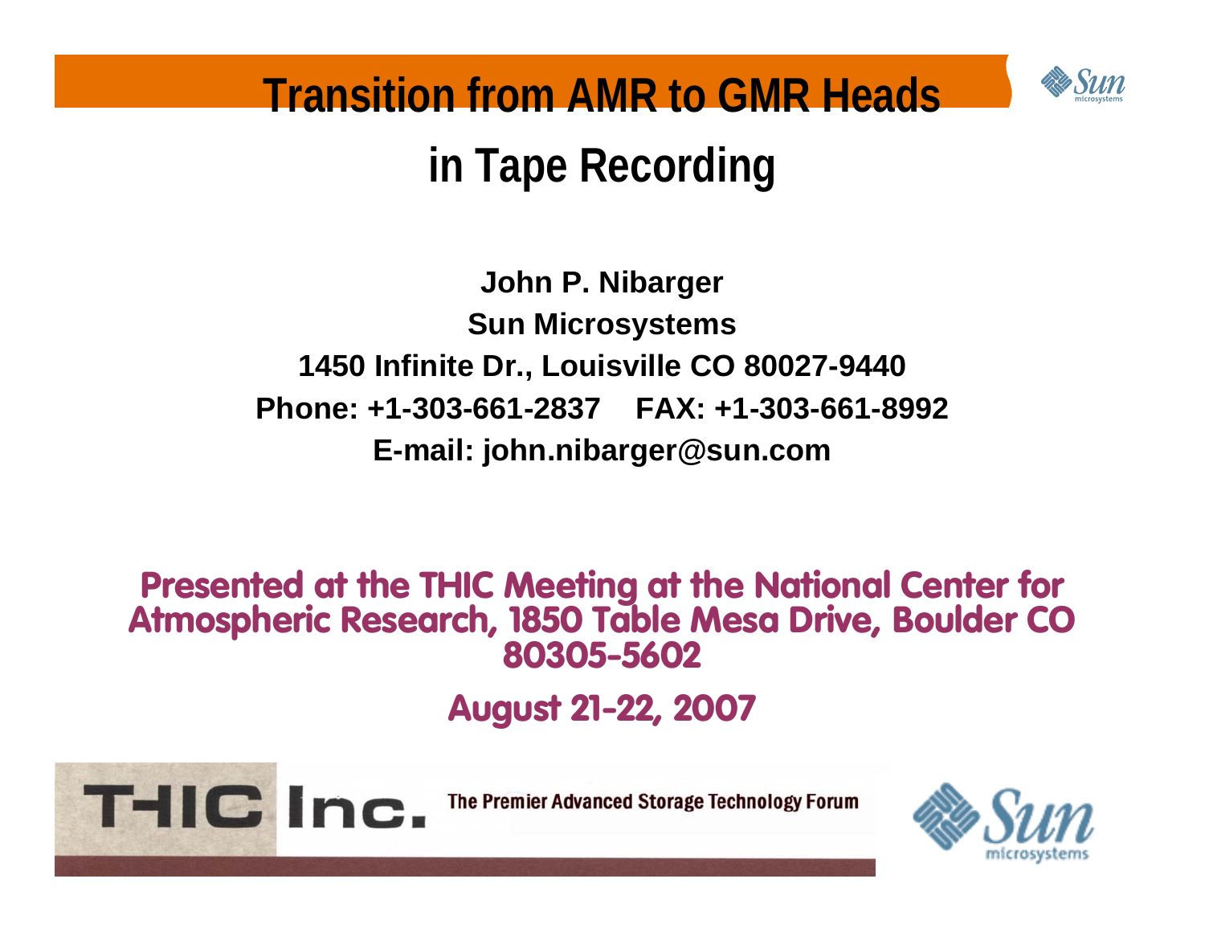# Transition from AMR to GMR Heads in Tape Recording

**John P. Nibarger**

**Sun Microsystems**

**1450 Infinite Dr., Louisville CO 80027-9440**

**Phone: +1-303-661-2837 FAX: +1-303-661-8992**

**E-mail: john.nibarger@sun.com**

**Presented at the THIC Meeting at the National Center for Atmospheric Research, 1850 Table Mesa Drive, Boulder CO 80305-5602**

**August 21-22, 2007**

THIC Inc. The Premier Advanced Storage Technology Forum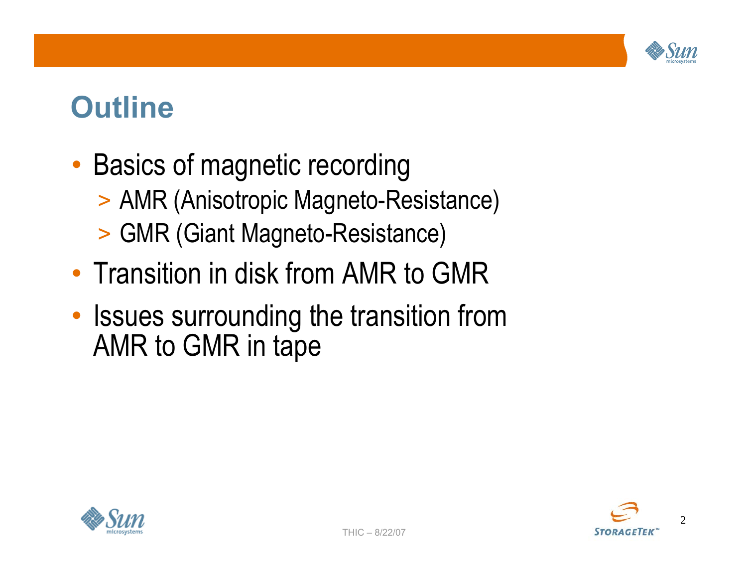# Outline

- Basics of magnetic recording
  - AMR (Anisotropic Magneto-Resistance)
  - GMR (Giant Magneto-Resistance)
- Transition in disk from AMR to GMR
- Issues surrounding the transition from AMR to GMR in tape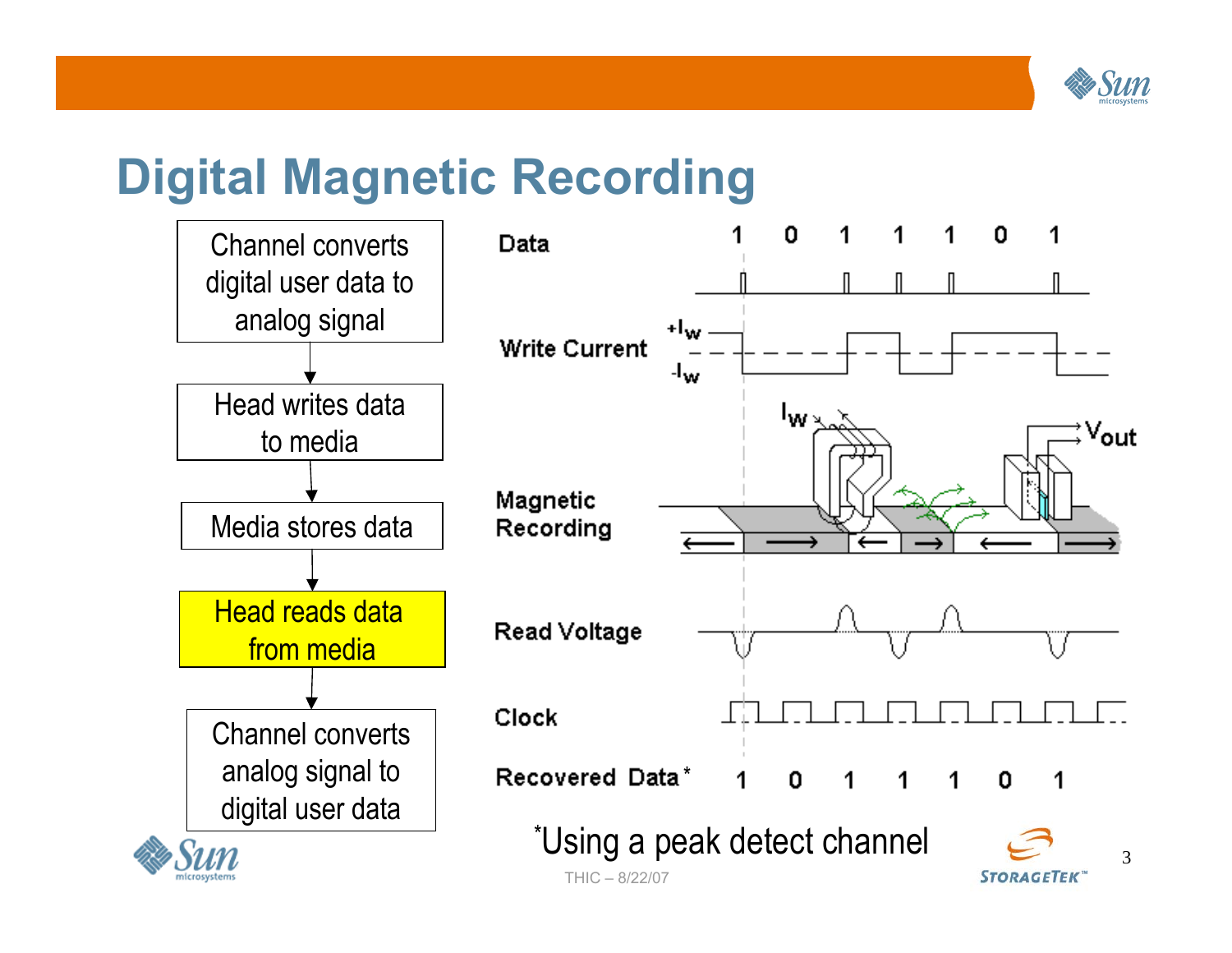# Digital Magnetic Recording

Channel converts digital user data to analog signal

Head writes data to media

Media stores data

Head reads data from media

Channel converts analog signal to digital user data

Data 1 0 1 1 1 0 1

Write Current $+I_w$ $-I_w$

Magnetic Recording $I_w$ $V_{out}$

Read Voltage

Clock

Recovered Data* 1 0 1 1 1 0 1

*Using a peak detect channel

THIC – 8/22/07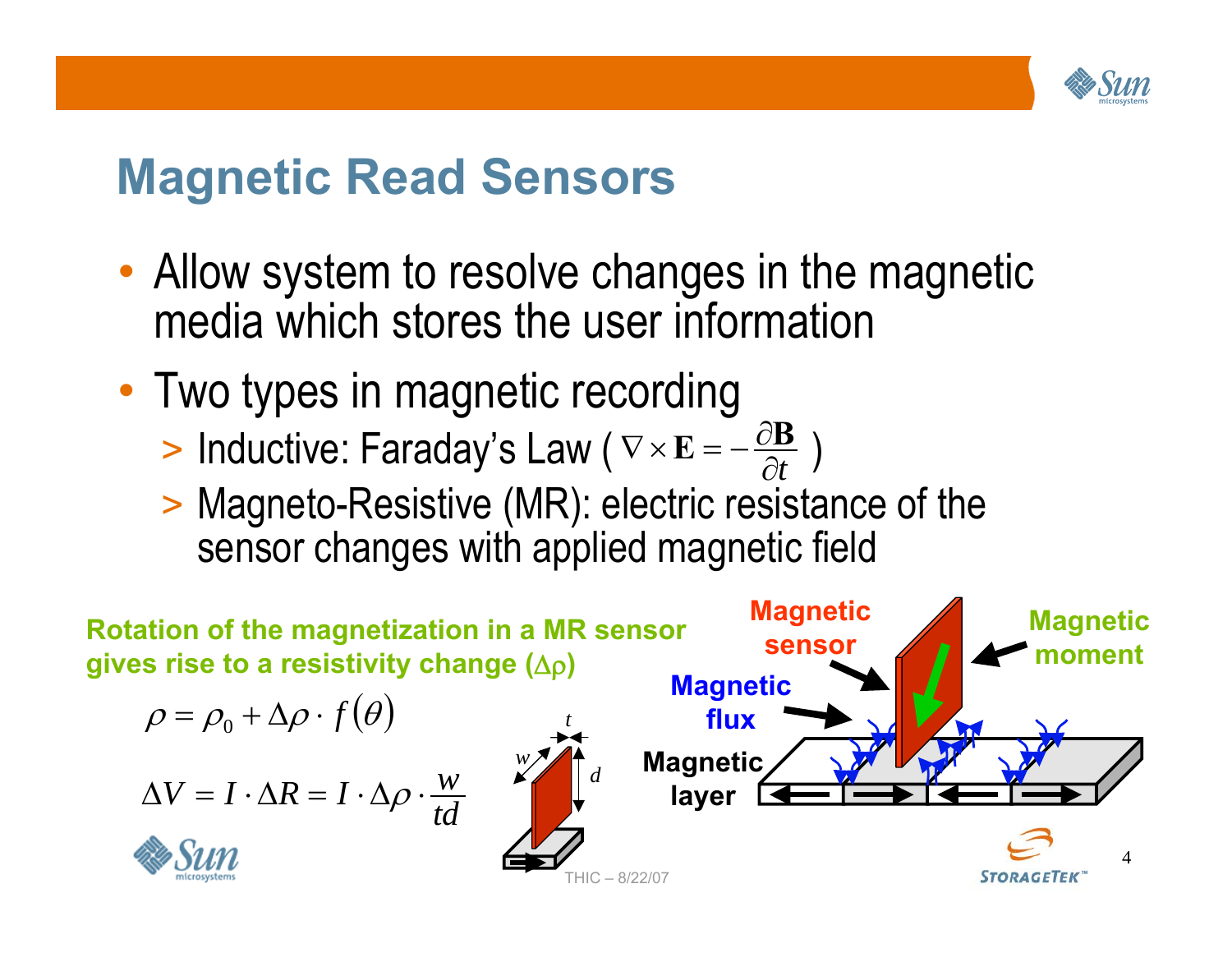# Magnetic Read Sensors

- Allow system to resolve changes in the magnetic media which stores the user information
- Two types in magnetic recording
  - > Inductive: Faraday's Law ( $\nabla \times \mathbf{E} = -\frac{\partial \mathbf{B}}{\partial t}$ )
  - > Magneto-Resistive (MR): electric resistance of the sensor changes with applied magnetic field

**Rotation of the magnetization in a MR sensor gives rise to a resistivity change ($\Delta\rho$)**

$$\rho = \rho_0 + \Delta\rho \cdot f(\theta)$$

$$\Delta V = I \cdot \Delta R = I \cdot \Delta\rho \cdot \frac{w}{td}$$

t

w

d

Magnetic sensor

Magnetic moment

Magnetic flux

Magnetic layer

THIC – 8/22/07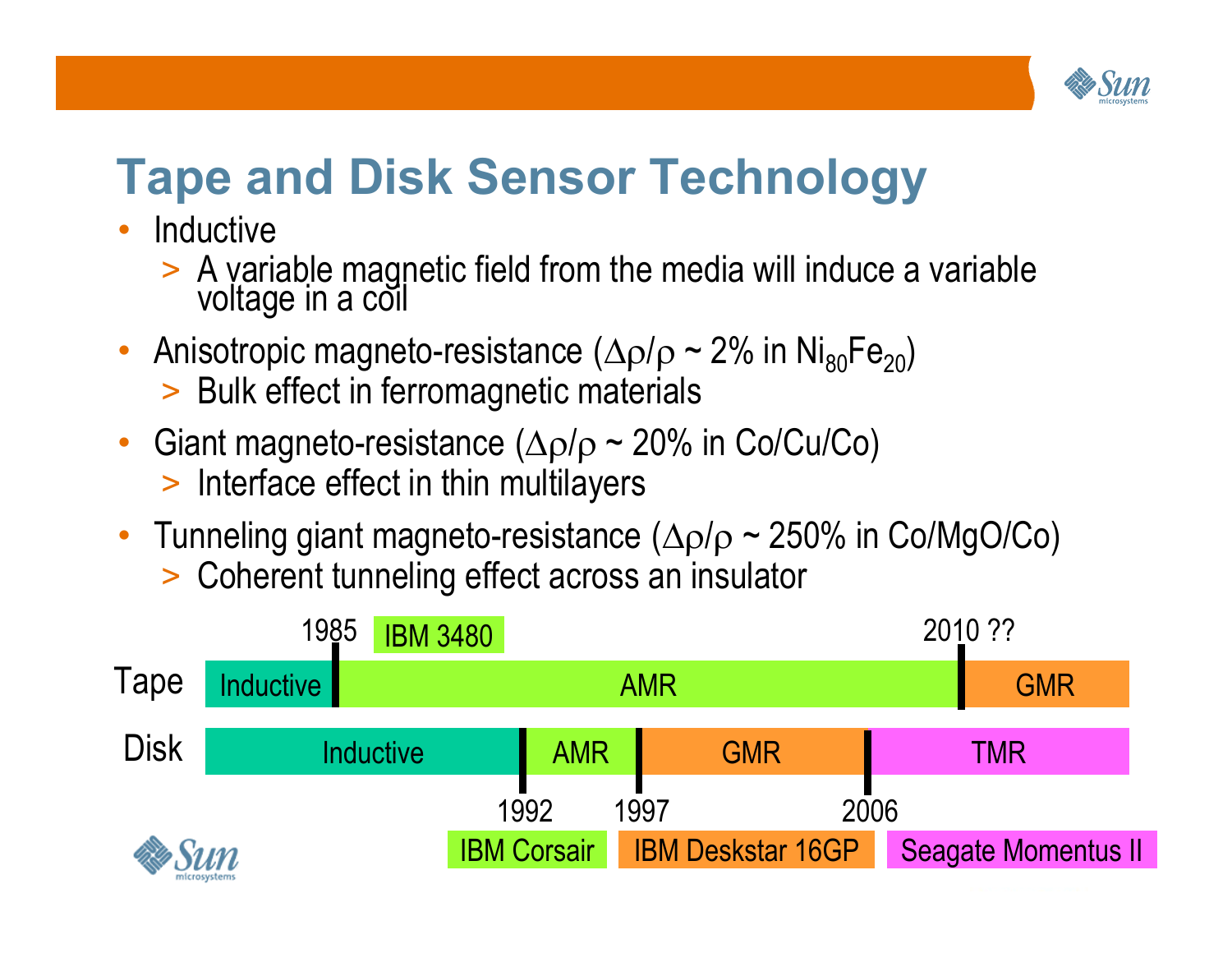# Tape and Disk Sensor Technology

- Inductive
  - A variable magnetic field from the media will induce a variable voltage in a coil
- Anisotropic magneto-resistance ($\Delta\rho/\rho$ ~ 2% in $Ni_{80}Fe_{20}$)
  - Bulk effect in ferromagnetic materials
- Giant magneto-resistance ($\Delta\rho/\rho$ ~ 20% in Co/Cu/Co)
  - Interface effect in thin multilayers
- Tunneling giant magneto-resistance ($\Delta\rho/\rho$ ~ 250% in Co/MgO/Co)
  - Coherent tunneling effect across an insulator

Tape: Inductive | 1985 (IBM 3480) | AMR | 2010 ?? | GMR

Disk: Inductive | 1992 (IBM Corsair) | AMR | 1997 (IBM Deskstar 16GP) | GMR | 2006 (Seagate Momentus II) | TMR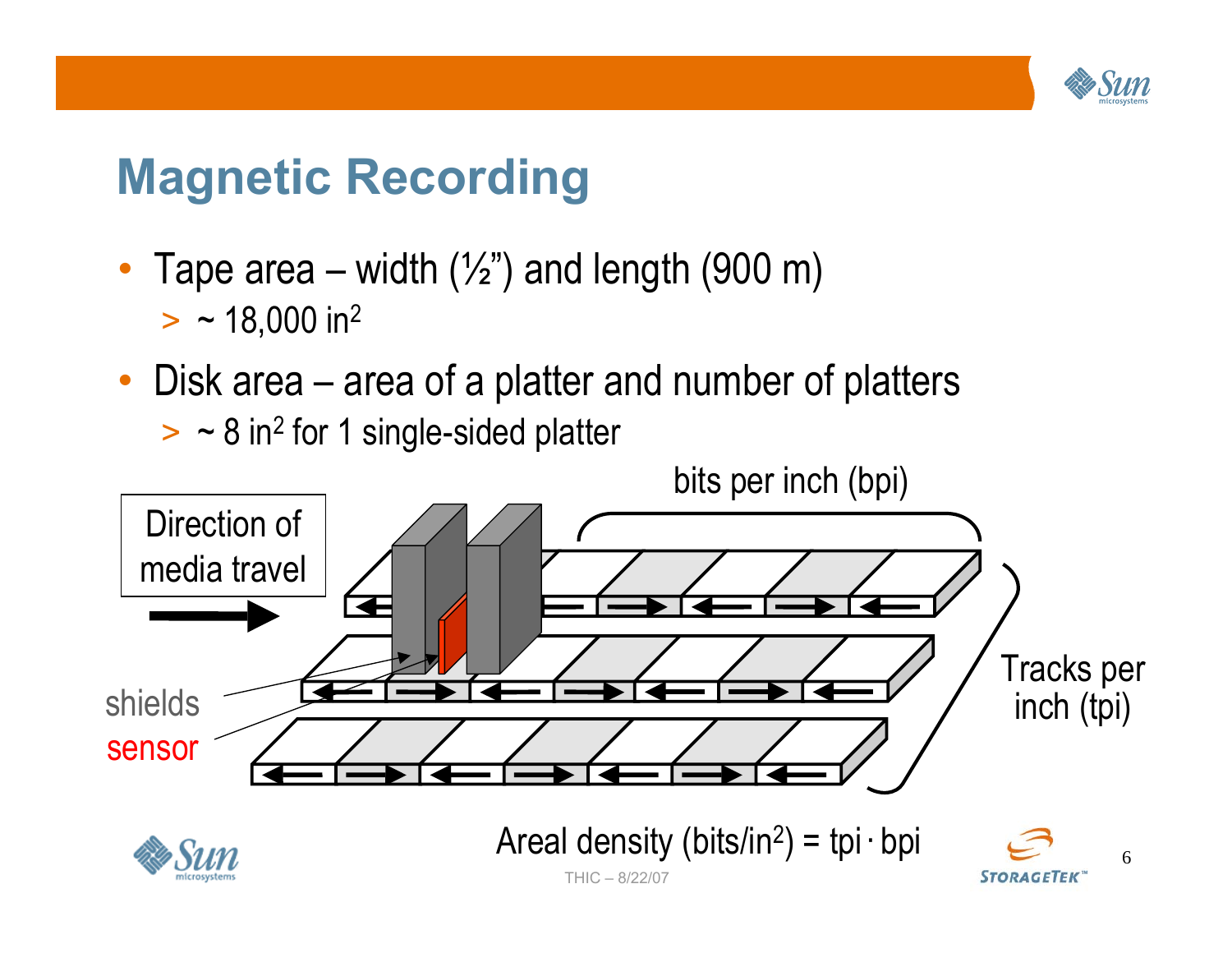# Magnetic Recording

- Tape area – width (½") and length (900 m)
  - ~ 18,000 $in^2$
- Disk area – area of a platter and number of platters
  - ~ 8 $in^2$ for 1 single-sided platter

bits per inch (bpi)

Direction of media travel

Tracks per inch (tpi)

shields

sensor

Areal density ($bits/in^2$) = tpi · bpi

THIC – 8/22/07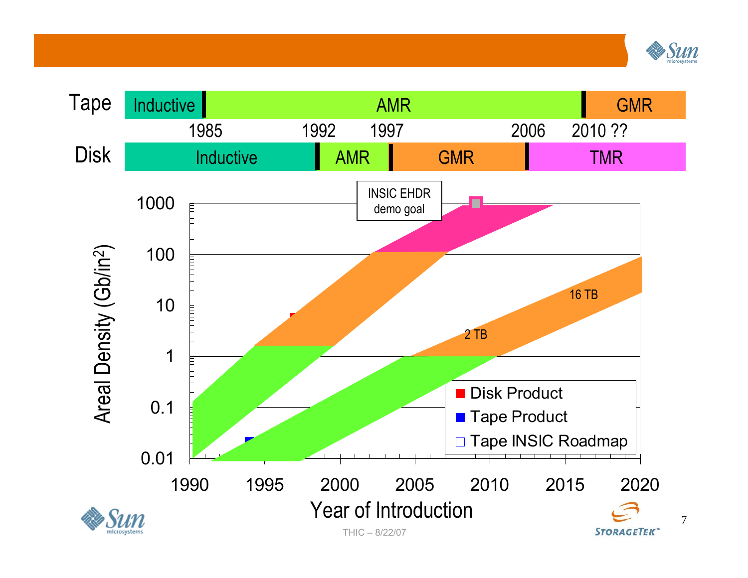Tape: Inductive | AMR | GMR

1985 1992 1997 2006 2010 ??

Disk: Inductive | AMR | GMR | TMR

INSIC EHDR demo goal

Areal Density (Gb/in$^2$)

1000

100

10

1

0.1

0.01

16 TB

2 TB

Disk Product

Tape Product

Tape INSIC Roadmap

1990 1995 2000 2005 2010 2015 2020

Year of Introduction

THIC – 8/22/07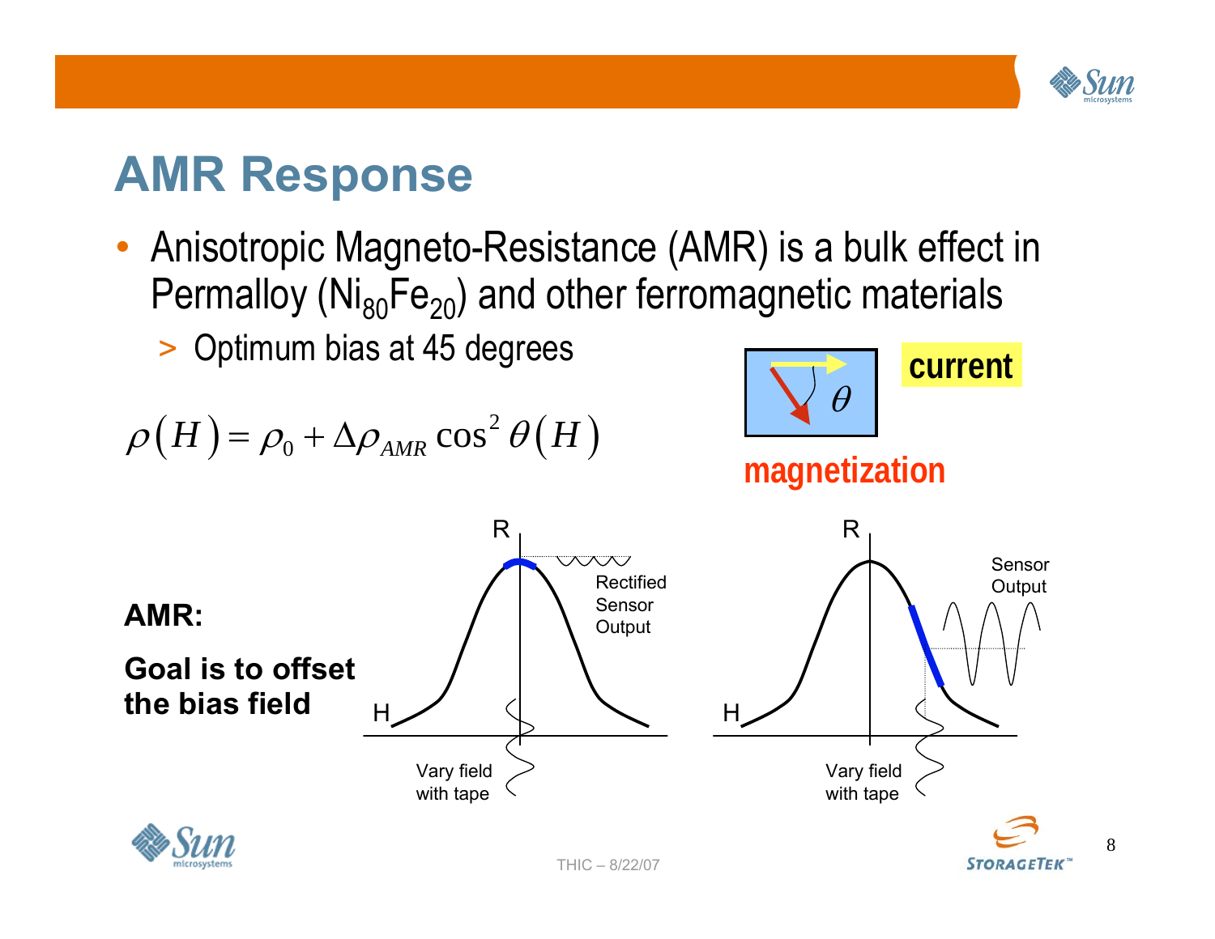# AMR Response

- Anisotropic Magneto-Resistance (AMR) is a bulk effect in Permalloy ($Ni_{80}Fe_{20}$) and other ferromagnetic materials
  - > Optimum bias at 45 degrees

$$\rho(H) = \rho_0 + \Delta\rho_{AMR} \cos^2 \theta(H)$$

current

$\theta$

magnetization

**AMR:**

**Goal is to offset the bias field**

R

H

Rectified Sensor Output

Vary field with tape

R

H

Sensor Output

Vary field with tape

THIC – 8/22/07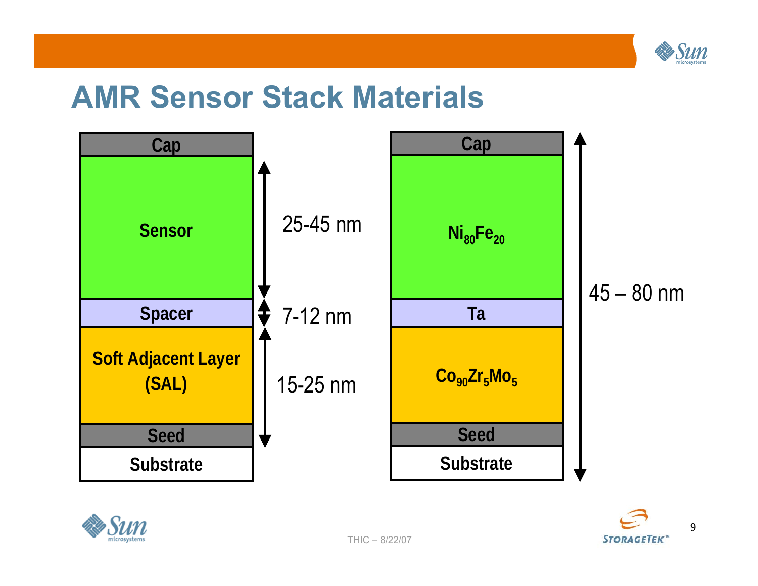# AMR Sensor Stack Materials

Cap

Sensor

Spacer

Soft Adjacent Layer (SAL)

Seed

Substrate

25-45 nm

7-12 nm

15-25 nm

Cap

$Ni_{80}Fe_{20}$

Ta

$Co_{90}Zr_{5}Mo_{5}$

Seed

Substrate

45 – 80 nm

THIC – 8/22/07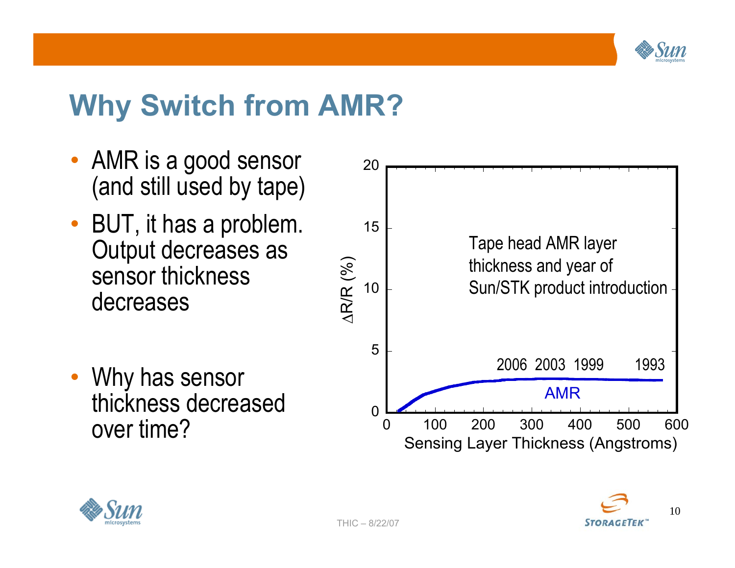# Why Switch from AMR?

- AMR is a good sensor (and still used by tape)
- BUT, it has a problem. Output decreases as sensor thickness decreases
- Why has sensor thickness decreased over time?

ΔR/R (%)

20
15
10
5
0

Tape head AMR layer thickness and year of Sun/STK product introduction

2006 2003 1999 1993

AMR

0 100 200 300 400 500 600

Sensing Layer Thickness (Angstroms)

THIC – 8/22/07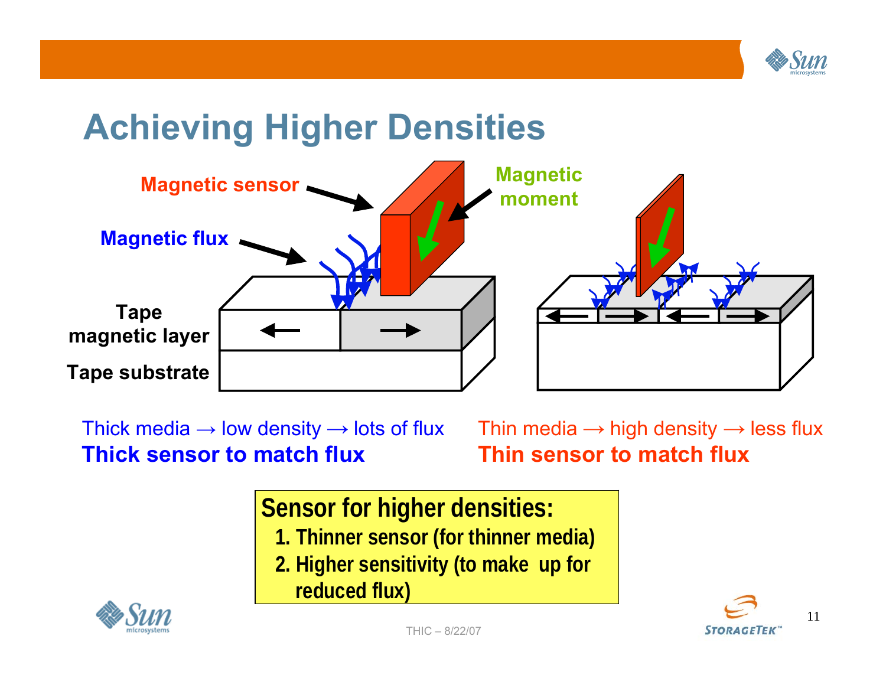# Achieving Higher Densities

Magnetic sensor

Magnetic moment

Magnetic flux

Tape magnetic layer

Tape substrate

Thick media → low density → lots of flux
**Thick sensor to match flux**

Thin media → high density → less flux
**Thin sensor to match flux**

**Sensor for higher densities:**

1. **Thinner sensor (for thinner media)**
2. **Higher sensitivity (to make up for reduced flux)**

THIC – 8/22/07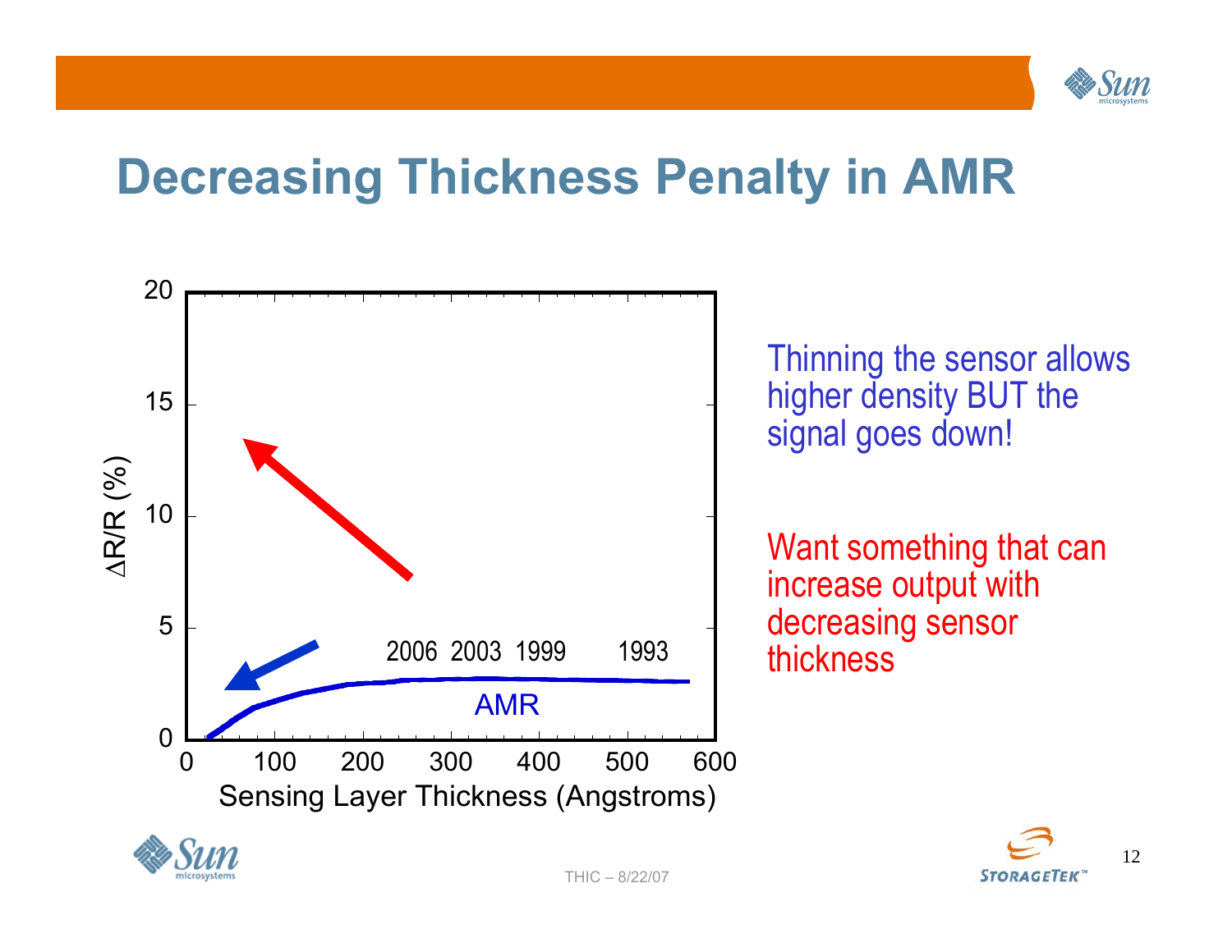# Decreasing Thickness Penalty in AMR

20

15

10

5

0

0 100 200 300 400 500 600

Sensing Layer Thickness (Angstroms)

$\Delta R/R$ (%)

2006 2003 1999 1993

AMR

Thinning the sensor allows higher density BUT the signal goes down!

Want something that can increase output with decreasing sensor thickness

THIC – 8/22/07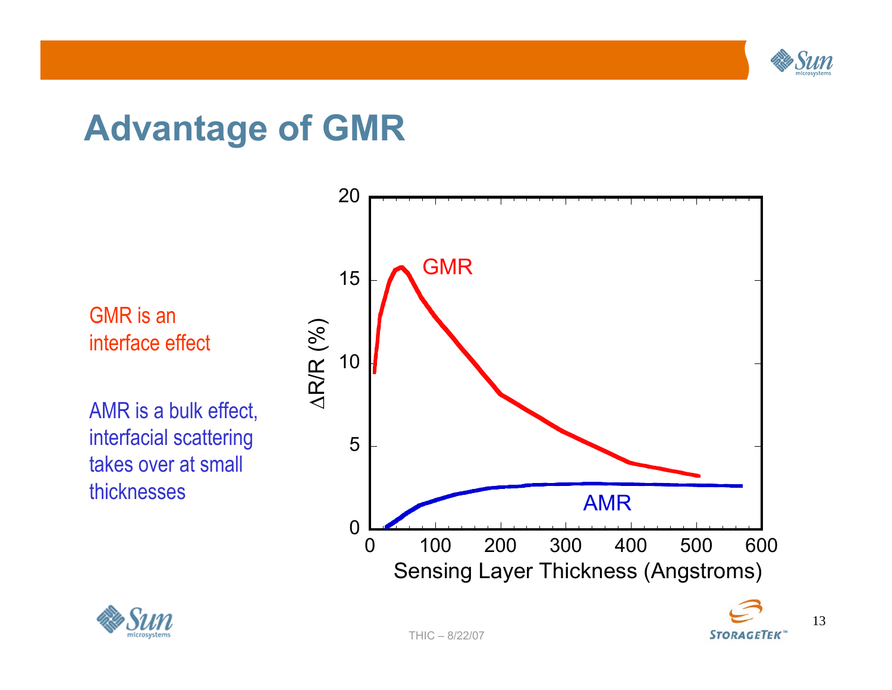# Advantage of GMR

GMR is an interface effect

AMR is a bulk effect, interfacial scattering takes over at small thicknesses

20

15

10

5

0

ΔR/R (%)

GMR

AMR

0 100 200 300 400 500 600

Sensing Layer Thickness (Angstroms)

THIC – 8/22/07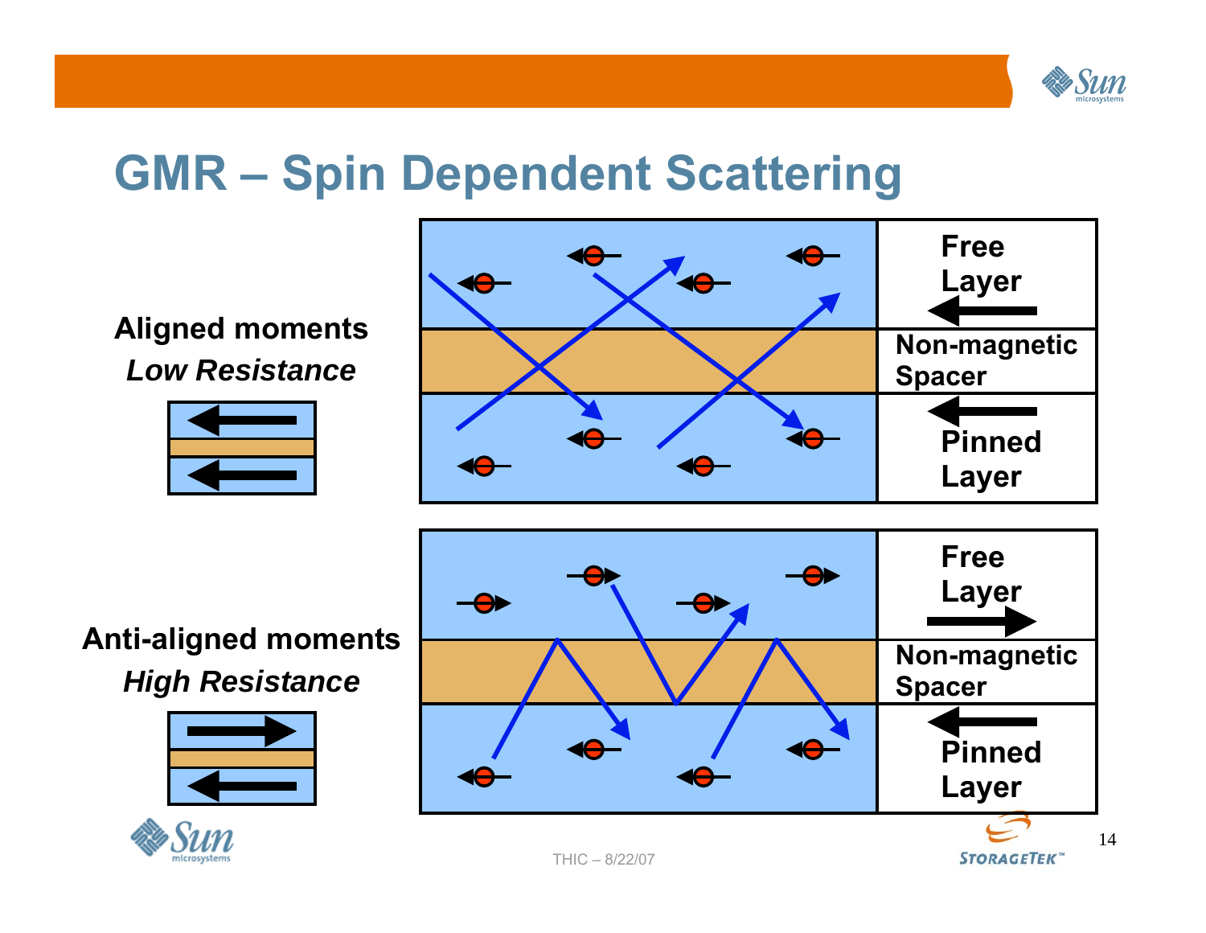# GMR – Spin Dependent Scattering

**Aligned moments**

***Low Resistance***

Free Layer

Non-magnetic Spacer

Pinned Layer

**Anti-aligned moments**

***High Resistance***

Free Layer

Non-magnetic Spacer

Pinned Layer

THIC – 8/22/07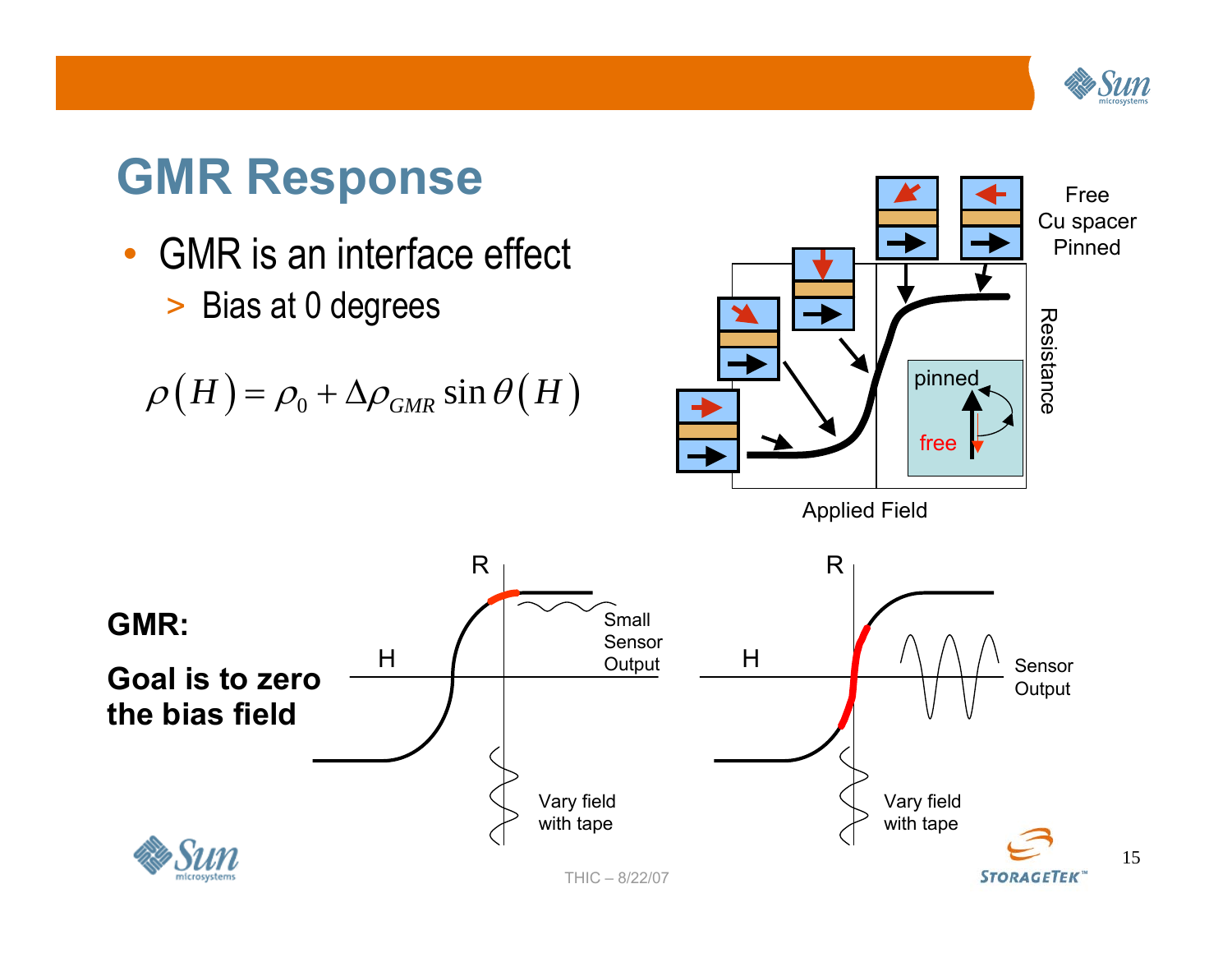# GMR Response

- GMR is an interface effect
  - > Bias at 0 degrees

$$\rho\left(H\right) = \rho_0 + \Delta\rho_{GMR} \sin\theta\left(H\right)$$

Free
Cu spacer
Pinned

Resistance

pinned
free

Applied Field

**GMR:**

**Goal is to zero the bias field**

R
H
Small Sensor Output
Vary field with tape

R
H
Sensor Output
Vary field with tape

THIC – 8/22/07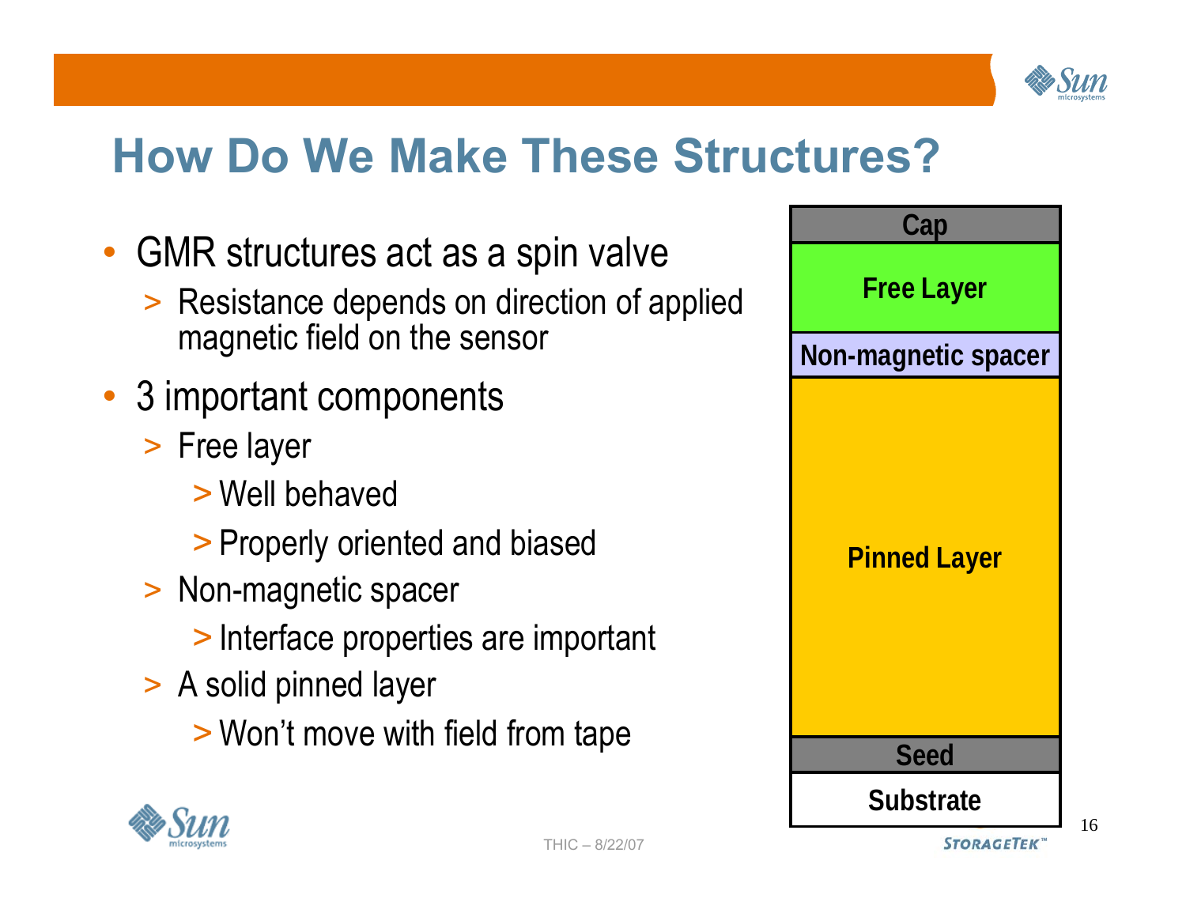# How Do We Make These Structures?

- GMR structures act as a spin valve
  - Resistance depends on direction of applied magnetic field on the sensor
- 3 important components
  - Free layer
    - Well behaved
    - Properly oriented and biased
  - Non-magnetic spacer
    - Interface properties are important
  - A solid pinned layer
    - Won't move with field from tape

Cap

Free Layer

Non-magnetic spacer

Pinned Layer

Seed

Substrate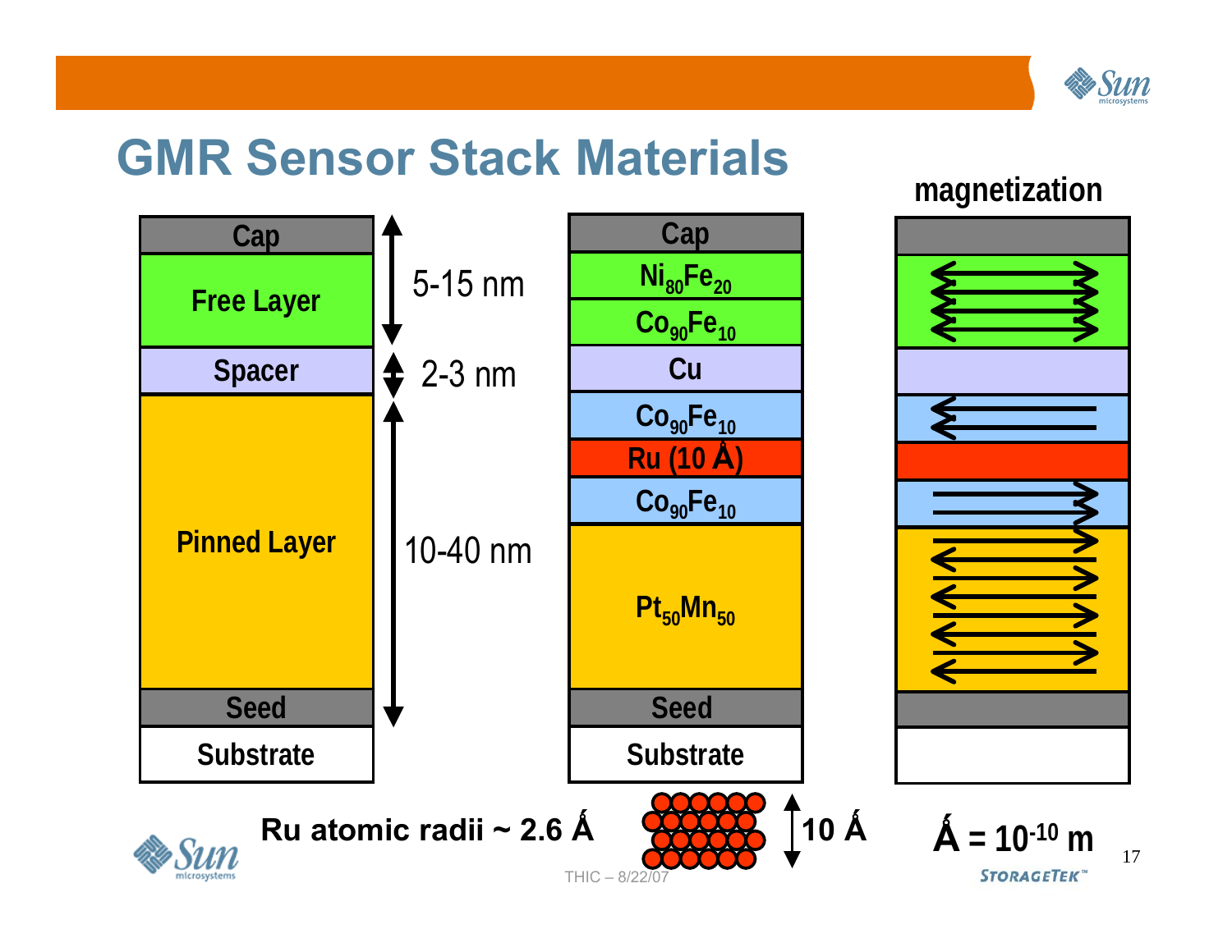# GMR Sensor Stack Materials

Cap

Free Layer

Spacer

Pinned Layer

Seed

Substrate

5-15 nm

2-3 nm

10-40 nm

Cap

$Ni_{80}Fe_{20}$

$Co_{90}Fe_{10}$

Cu

$Co_{90}Fe_{10}$

Ru (10 Å)

$Co_{90}Fe_{10}$

$Pt_{50}Mn_{50}$

Seed

Substrate

magnetization

Ru atomic radii ~ 2.6 Å

10 Å

Å = $10^{-10}$ m

THIC – 8/22/07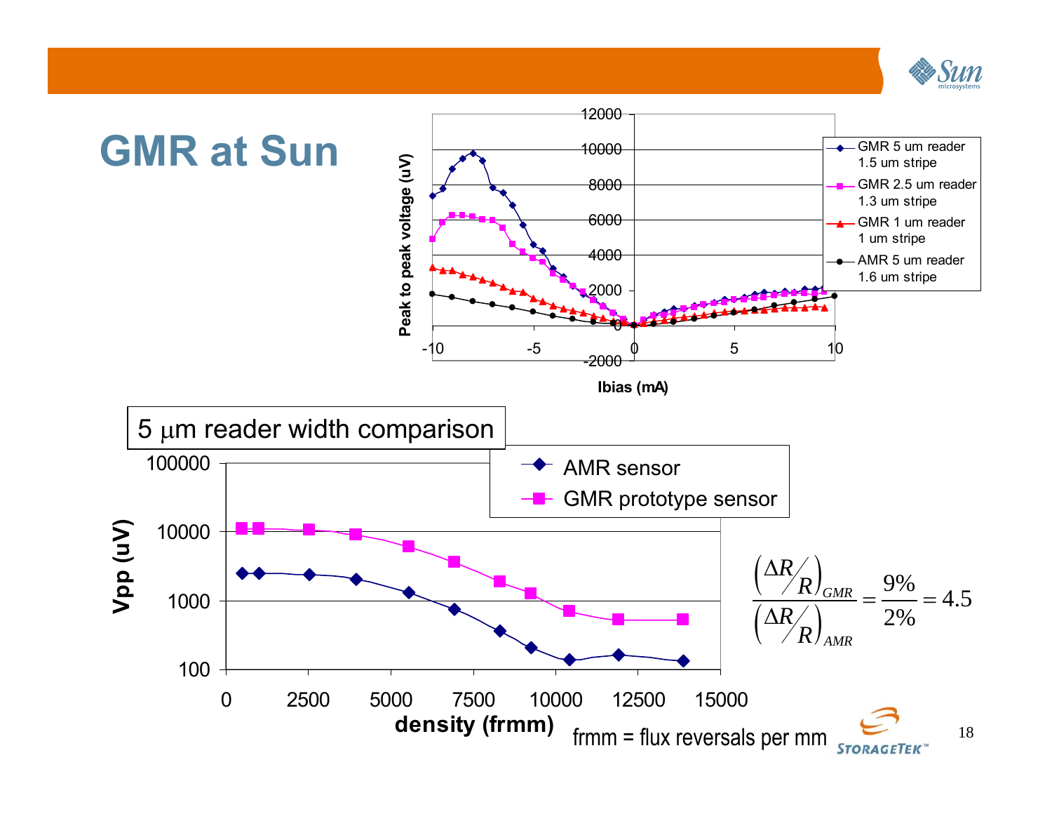# GMR at Sun

Peak to peak voltage (uV) vs Ibias (mA)

- GMR 5 um reader 1.5 um stripe
- GMR 2.5 um reader 1.3 um stripe
- GMR 1 um reader 1 um stripe
- AMR 5 um reader 1.6 um stripe

5 μm reader width comparison

Vpp (uV) vs density (frmm)

- AMR sensor
- GMR prototype sensor

$$\frac{\left(\Delta R/R\right)_{GMR}}{\left(\Delta R/R\right)_{AMR}} = \frac{9\%}{2\%} = 4.5$$

frmm = flux reversals per mm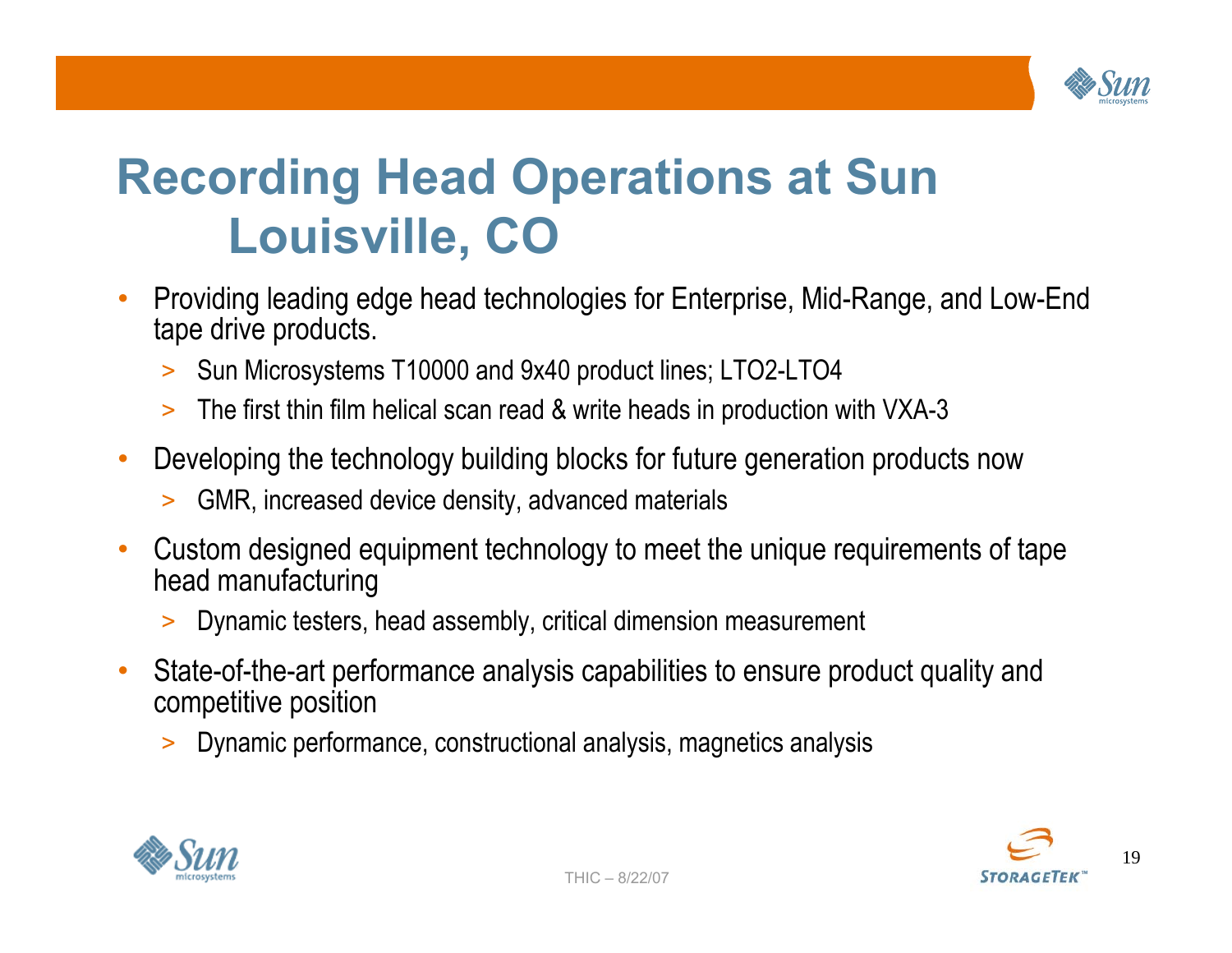# Recording Head Operations at Sun Louisville, CO

- Providing leading edge head technologies for Enterprise, Mid-Range, and Low-End tape drive products.
  - Sun Microsystems T10000 and 9x40 product lines; LTO2-LTO4
  - The first thin film helical scan read & write heads in production with VXA-3
- Developing the technology building blocks for future generation products now
  - GMR, increased device density, advanced materials
- Custom designed equipment technology to meet the unique requirements of tape head manufacturing
  - Dynamic testers, head assembly, critical dimension measurement
- State-of-the-art performance analysis capabilities to ensure product quality and competitive position
  - Dynamic performance, constructional analysis, magnetics analysis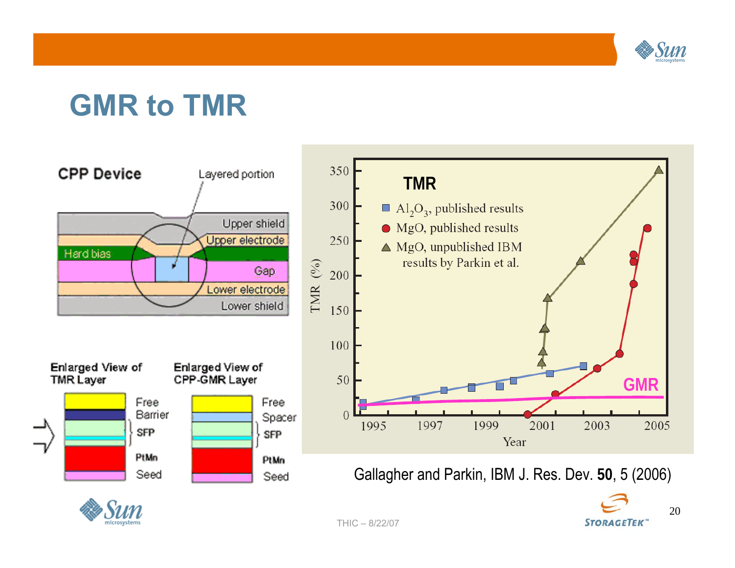# GMR to TMR

CPP Device

Layered portion

Upper shield

Upper electrode

Hard bias

Gap

Lower electrode

Lower shield

Enlarged View of TMR Layer

Free

Barrier

SFP

PtMn

Seed

Enlarged View of CPP-GMR Layer

Free

Spacer

SFP

PtMn

Seed

TMR

$Al_2O_3$, published results

MgO, published results

MgO, unpublished IBM results by Parkin et al.

GMR

TMR (%)

0
50
100
150
200
250
300
350

1995
1997
1999
2001
2003
2005

Year

Gallagher and Parkin, IBM J. Res. Dev. **50**, 5 (2006)

THIC – 8/22/07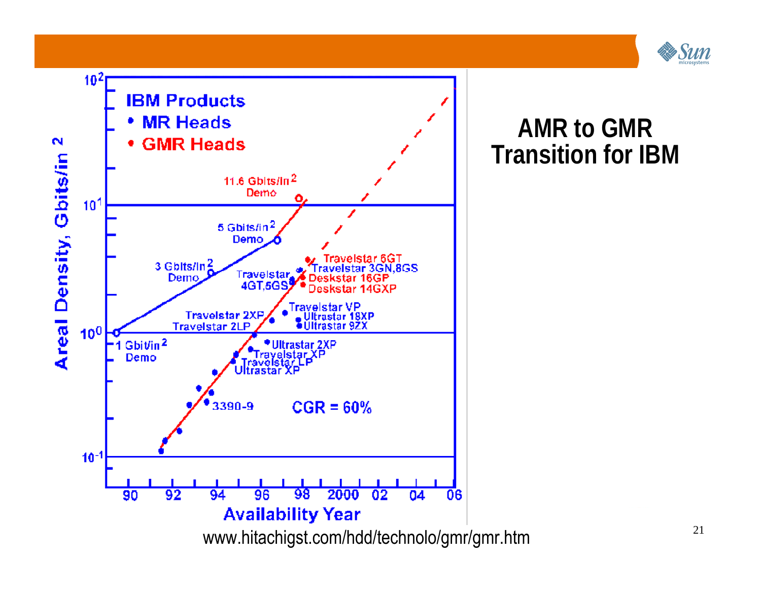# AMR to GMR Transition for IBM

www.hitachigst.com/hdd/technolo/gmr/gmr.htm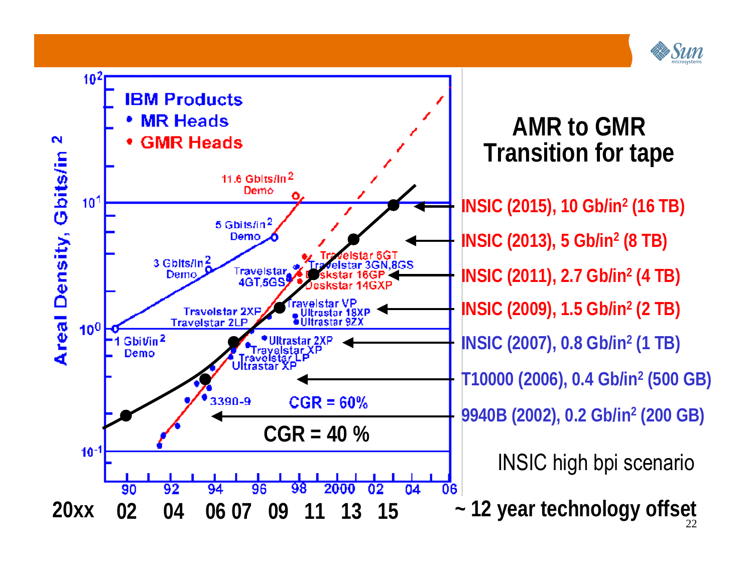# AMR to GMR Transition for tape

IBM Products

• MR Heads

• GMR Heads

Areal Density, Gbits/in 2

$10^2$

$10^1$

$10^0$

$10^{-1}$

11.6 Gbits/in 2 Demo

5 Gbits/in 2 Demo

3 Gbits/in 2 Demo

1 Gbit/in 2 Demo

Travelstar 6GT

Travelstar 3GN,8GS

Deskstar 16GP

Deskstar 14GXP

Travelstar 4GT,5GS

Travelstar VP

Ultrastar 18XP

Ultrastar 9ZX

Travelstar 2XP

Travelstar 2LP

Ultrastar 2XP

Travelstar XP

Travelstar LP

Ultrastar XP

3390-9

CGR = 60%

CGR = 40 %

90 92 94 96 98 2000 02 04 06

20xx 02 04 06 07 09 11 13 15

INSIC (2015), 10 Gb/in² (16 TB)

INSIC (2013), 5 Gb/in² (8 TB)

INSIC (2011), 2.7 Gb/in² (4 TB)

INSIC (2009), 1.5 Gb/in² (2 TB)

INSIC (2007), 0.8 Gb/in² (1 TB)

T10000 (2006), 0.4 Gb/in² (500 GB)

9940B (2002), 0.2 Gb/in² (200 GB)

INSIC high bpi scenario

~ 12 year technology offset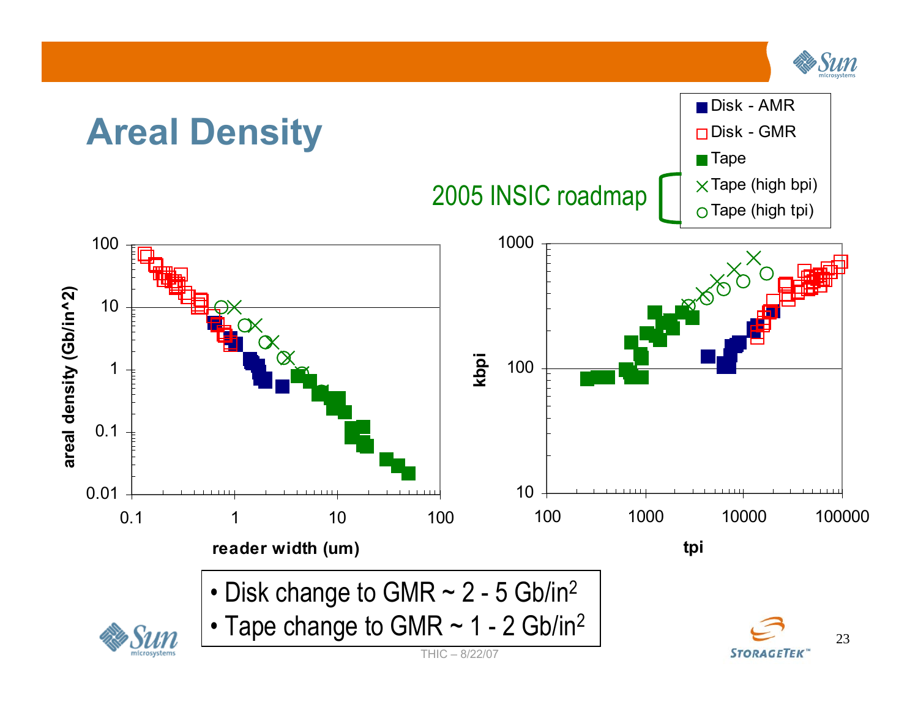# Areal Density

Disk - AMR
Disk - GMR
Tape
Tape (high bpi)
Tape (high tpi)

2005 INSIC roadmap

areal density (Gb/in^2)

100
10
1
0.1
0.01

0.1
1
10
100

reader width (um)

kbpi

1000
100
10

100
1000
10000
100000

tpi

- Disk change to GMR ~ 2 - 5 Gb/in$^2$
- Tape change to GMR ~ 1 - 2 Gb/in$^2$

THIC – 8/22/07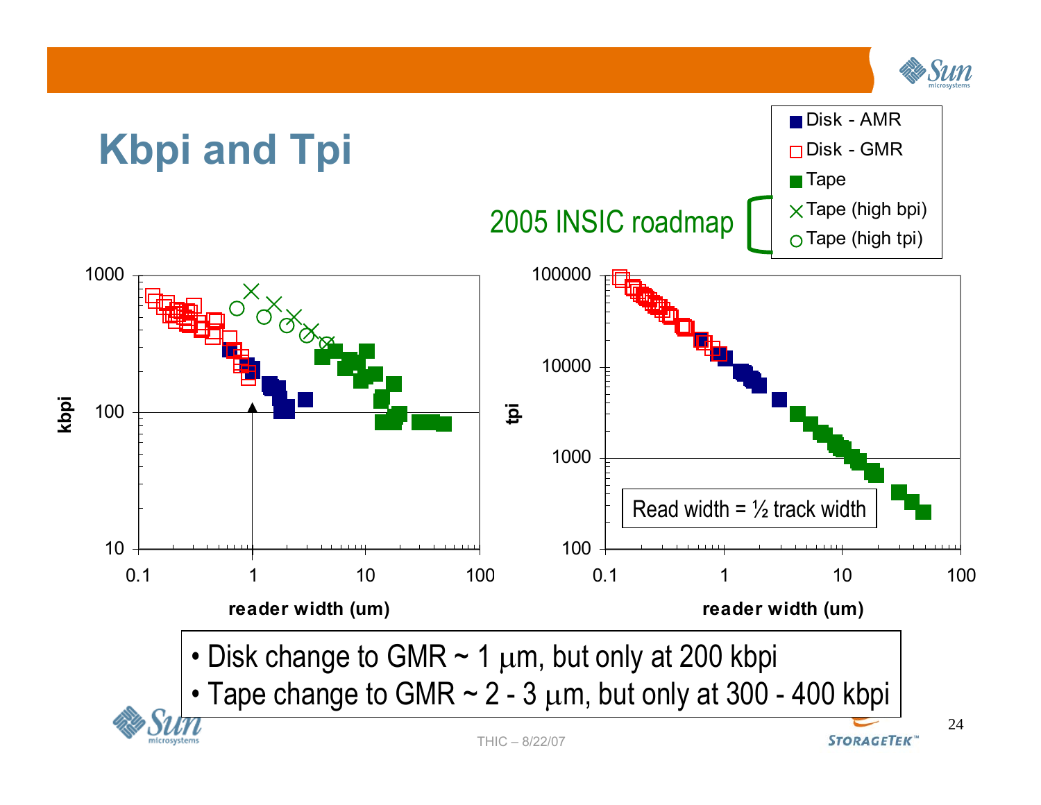# Kbpi and Tpi

Disk - AMR
Disk - GMR
Tape
Tape (high bpi)
Tape (high tpi)

2005 INSIC roadmap

kbpi

1000
100
10

0.1
1
10
100

reader width (um)

tpi

100000
10000
1000
100

0.1
1
10
100

reader width (um)

Read width = ½ track width

- Disk change to GMR ~ 1 μm, but only at 200 kbpi
- Tape change to GMR ~ 2 - 3 μm, but only at 300 - 400 kbpi

THIC – 8/22/07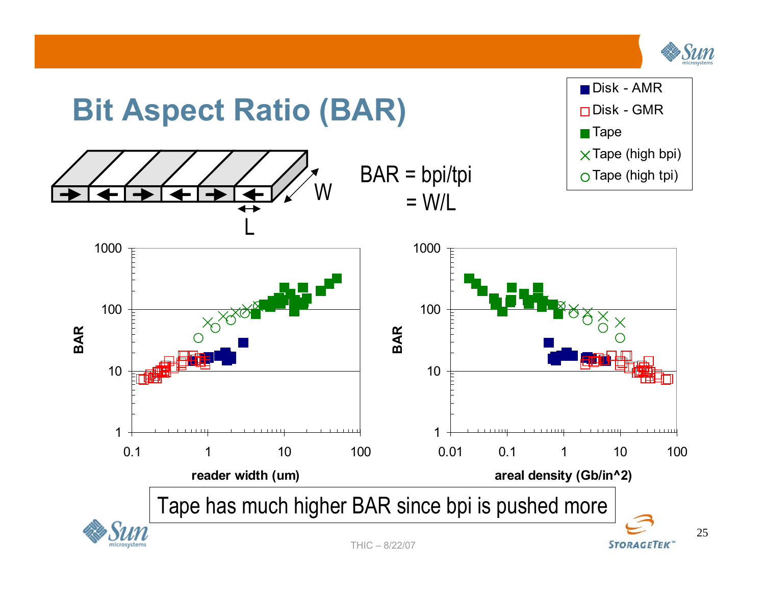# Bit Aspect Ratio (BAR)

Disk - AMR
Disk - GMR
Tape
Tape (high bpi)
Tape (high tpi)

W

L

$$BAR = bpi/tpi = W/L$$

1000
100
10
1

BAR

0.1
1
10
100

reader width (um)

1000
100
10
1

BAR

0.01
0.1
1
10
100

areal density (Gb/in^2)

Tape has much higher BAR since bpi is pushed more

THIC – 8/22/07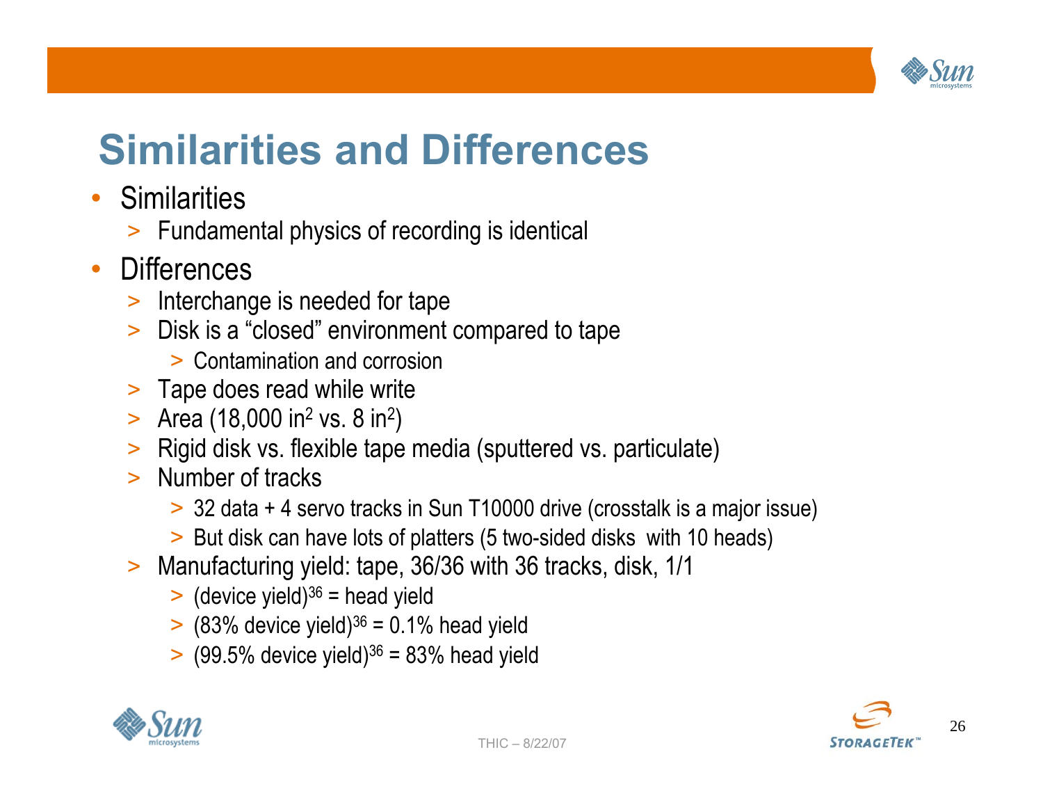# Similarities and Differences

- Similarities
  - > Fundamental physics of recording is identical
- Differences
  - > Interchange is needed for tape
  - > Disk is a "closed" environment compared to tape
    - > Contamination and corrosion
  - > Tape does read while write
  - > Area (18,000 $in^2$ vs. 8 $in^2$)
  - > Rigid disk vs. flexible tape media (sputtered vs. particulate)
  - > Number of tracks
    - > 32 data + 4 servo tracks in Sun T10000 drive (crosstalk is a major issue)
    - > But disk can have lots of platters (5 two-sided disks with 10 heads)
  - > Manufacturing yield: tape, 36/36 with 36 tracks, disk, 1/1
    - > $(\text{device yield})^{36}$ = head yield
    - > $(83\%\ \text{device yield})^{36}$ = 0.1% head yield
    - > $(99.5\%\ \text{device yield})^{36}$ = 83% head yield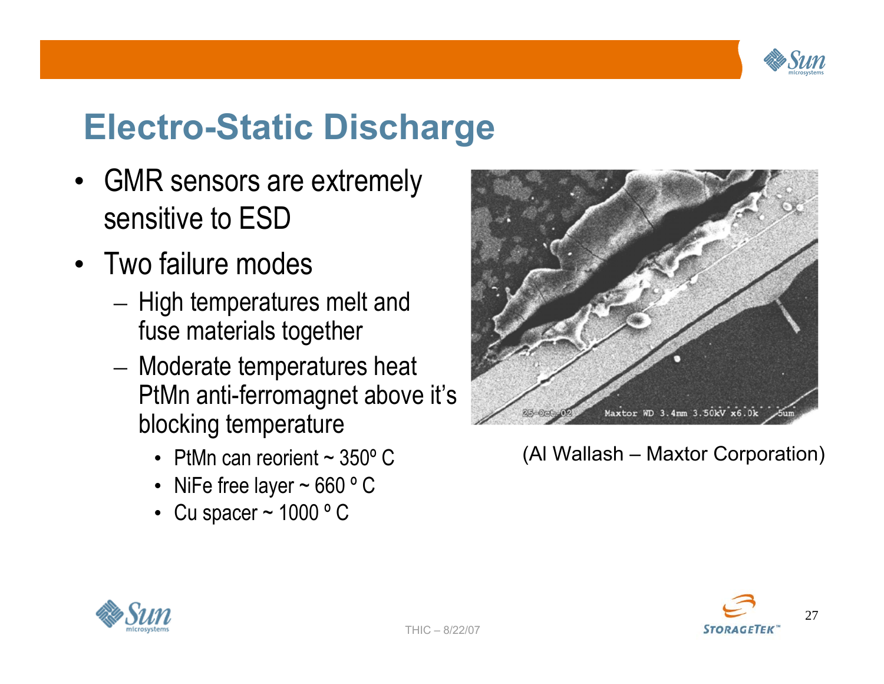# Electro-Static Discharge

- GMR sensors are extremely sensitive to ESD
- Two failure modes
  - High temperatures melt and fuse materials together
  - Moderate temperatures heat PtMn anti-ferromagnet above it's blocking temperature
    - PtMn can reorient ~ 350º C
    - NiFe free layer ~ 660 º C
    - Cu spacer ~ 1000 º C

25-Oct-02 Maxtor WD 3.4mm 3.50kV x6.0k 5um

(Al Wallash – Maxtor Corporation)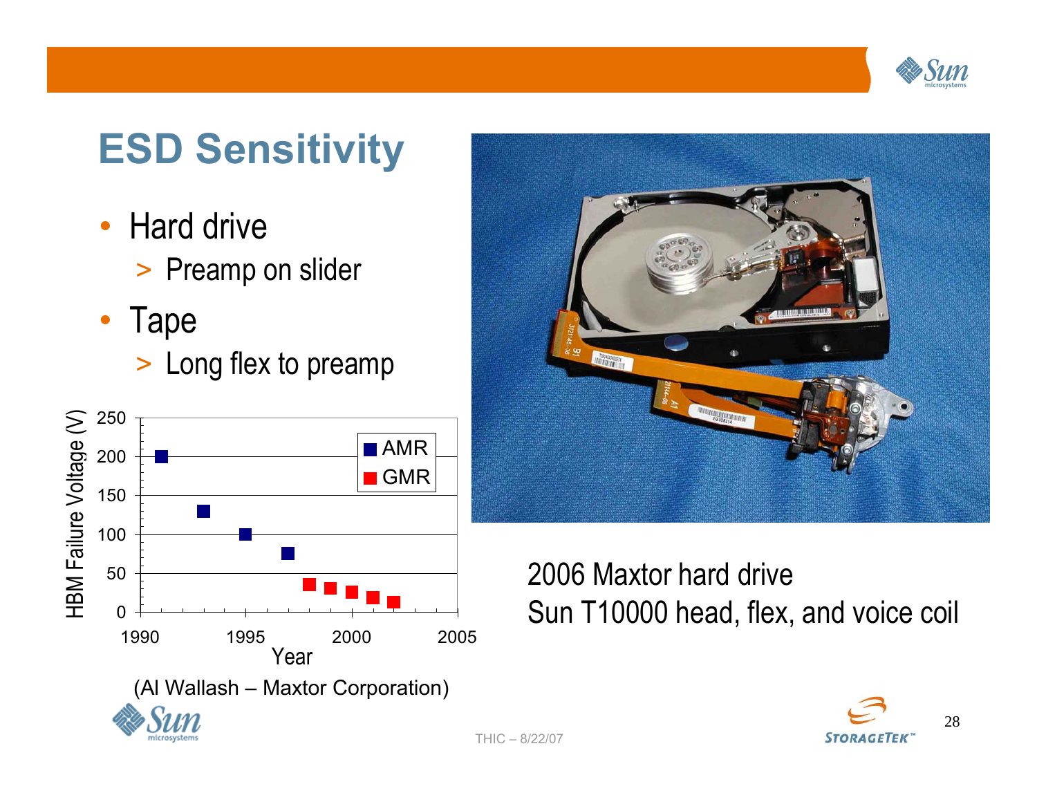# ESD Sensitivity

- Hard drive
  - > Preamp on slider
- Tape
  - > Long flex to preamp

HBM Failure Voltage (V)

250
200
150
100
50
0

1990
1995
2000
2005

Year

AMR
GMR

(Al Wallash – Maxtor Corporation)

2006 Maxtor hard drive
Sun T10000 head, flex, and voice coil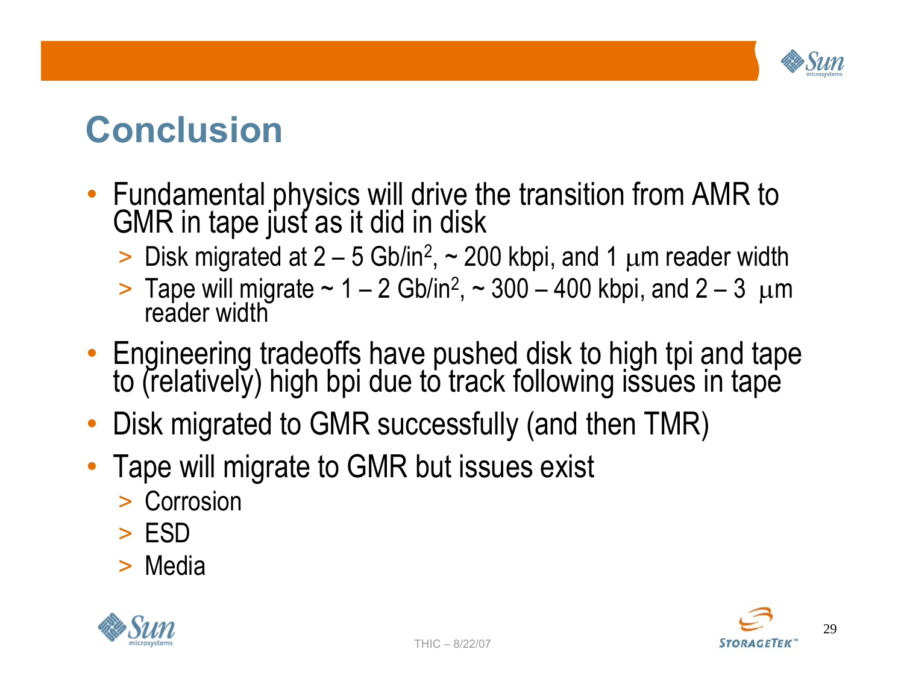# Conclusion

- Fundamental physics will drive the transition from AMR to GMR in tape just as it did in disk
  - > Disk migrated at 2 – 5 Gb/in$^2$, ~ 200 kbpi, and 1 $\mu$m reader width
  - > Tape will migrate ~ 1 – 2 Gb/in$^2$, ~ 300 – 400 kbpi, and 2 – 3 $\mu$m reader width
- Engineering tradeoffs have pushed disk to high tpi and tape to (relatively) high bpi due to track following issues in tape
- Disk migrated to GMR successfully (and then TMR)
- Tape will migrate to GMR but issues exist
  - > Corrosion
  - > ESD
  - > Media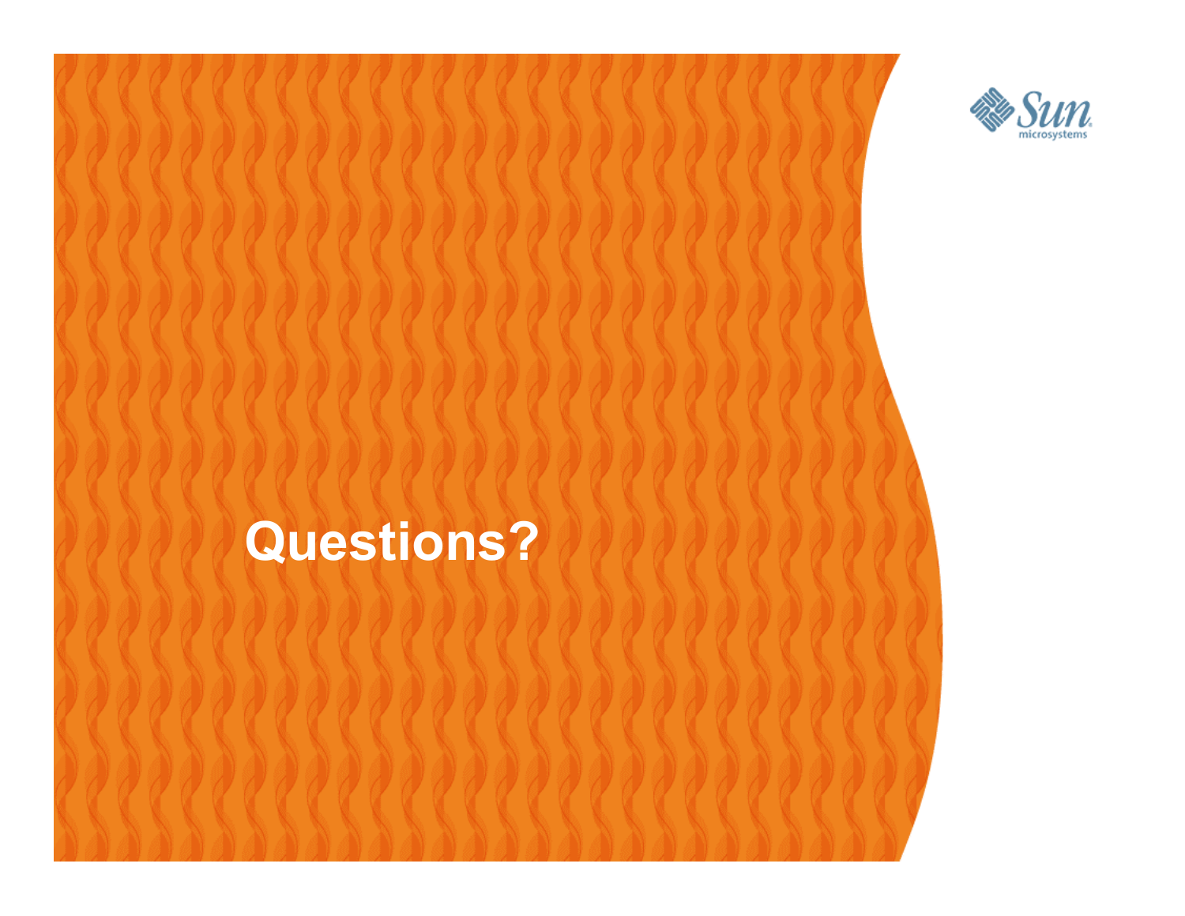# Questions?